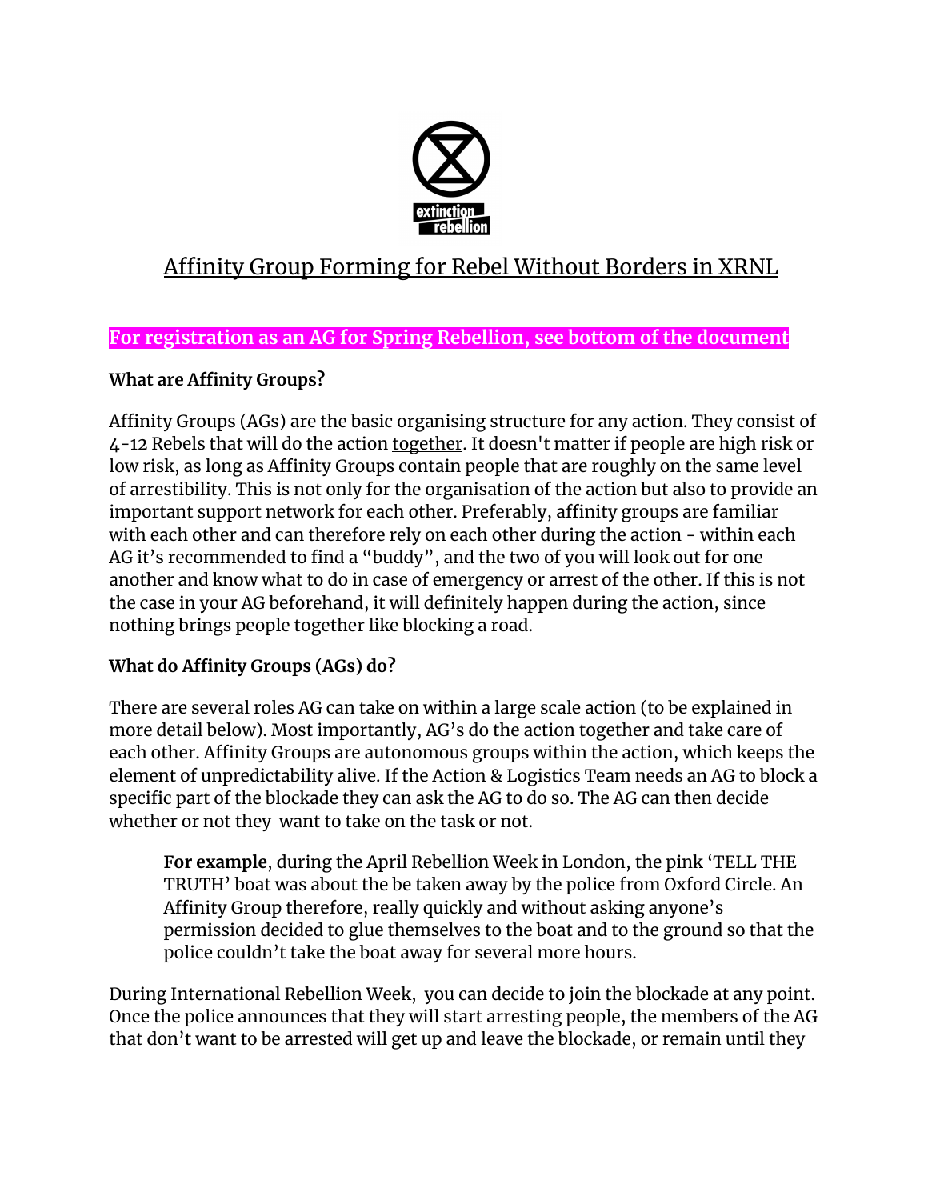# Affinity Group Forming for Rebel Without Borders in XRNL

**For registration as an AG for Spring Rebellion, see bottom of the document**

**What are Affinity Groups?**

Affinity Groups (AGs) are the basic organising structure for any action. They consist of 4-12 Rebels that will do the action together. It doesn't matter if people are high risk or low risk, as long as Affinity Groups contain people that are roughly on the same level of arrestibility. This is not only for the organisation of the action but also to provide an important support network for each other. Preferably, affinity groups are familiar with each other and can therefore rely on each other during the action - within each AG it's recommended to find a "buddy", and the two of you will look out for one another and know what to do in case of emergency or arrest of the other. If this is not the case in your AG beforehand, it will definitely happen during the action, since nothing brings people together like blocking a road.

**What do Affinity Groups (AGs) do?**

There are several roles AG can take on within a large scale action (to be explained in more detail below). Most importantly, AG's do the action together and take care of each other. Affinity Groups are autonomous groups within the action, which keeps the element of unpredictability alive. If the Action & Logistics Team needs an AG to block a specific part of the blockade they can ask the AG to do so. The AG can then decide whether or not they want to take on the task or not.

> **For example**, during the April Rebellion Week in London, the pink 'TELL THE TRUTH' boat was about the be taken away by the police from Oxford Circle. An Affinity Group therefore, really quickly and without asking anyone's permission decided to glue themselves to the boat and to the ground so that the police couldn't take the boat away for several more hours.

During International Rebellion Week, you can decide to join the blockade at any point. Once the police announces that they will start arresting people, the members of the AG that don't want to be arrested will get up and leave the blockade, or remain until they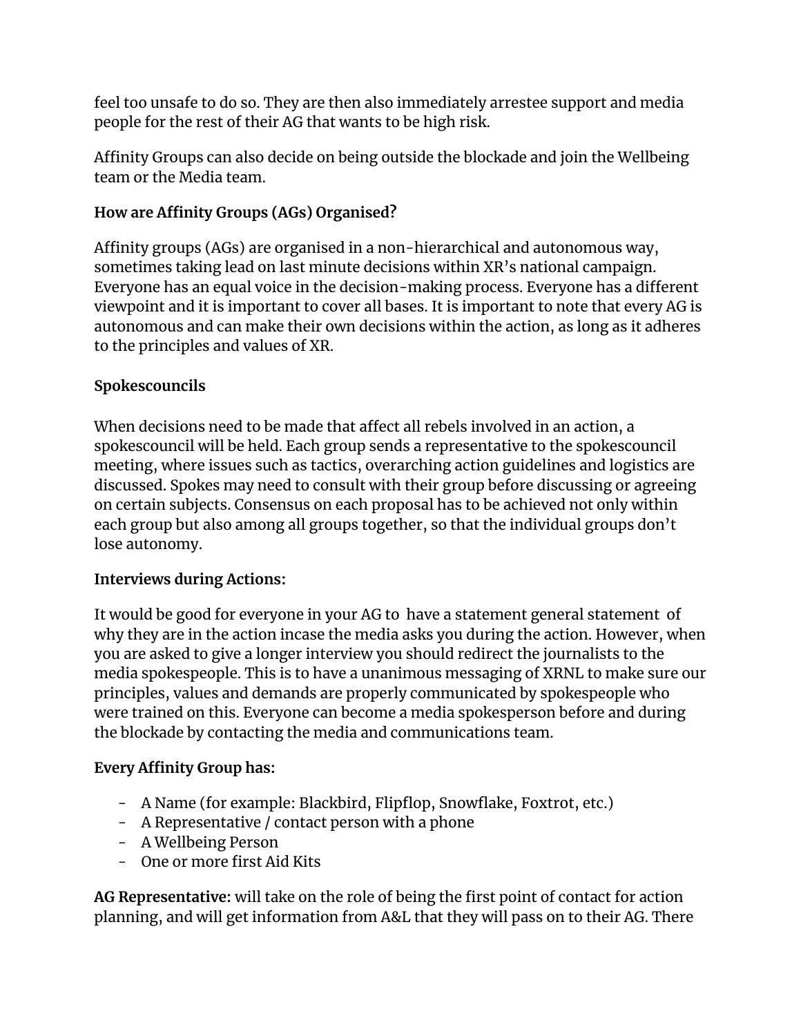feel too unsafe to do so. They are then also immediately arrestee support and media people for the rest of their AG that wants to be high risk.

Affinity Groups can also decide on being outside the blockade and join the Wellbeing team or the Media team.

**How are Affinity Groups (AGs) Organised?**

Affinity groups (AGs) are organised in a non-hierarchical and autonomous way, sometimes taking lead on last minute decisions within XR's national campaign. Everyone has an equal voice in the decision-making process. Everyone has a different viewpoint and it is important to cover all bases. It is important to note that every AG is autonomous and can make their own decisions within the action, as long as it adheres to the principles and values of XR.

**Spokescouncils**

When decisions need to be made that affect all rebels involved in an action, a spokescouncil will be held. Each group sends a representative to the spokescouncil meeting, where issues such as tactics, overarching action guidelines and logistics are discussed. Spokes may need to consult with their group before discussing or agreeing on certain subjects. Consensus on each proposal has to be achieved not only within each group but also among all groups together, so that the individual groups don't lose autonomy.

**Interviews during Actions:**

It would be good for everyone in your AG to have a statement general statement of why they are in the action incase the media asks you during the action. However, when you are asked to give a longer interview you should redirect the journalists to the media spokespeople. This is to have a unanimous messaging of XRNL to make sure our principles, values and demands are properly communicated by spokespeople who were trained on this. Everyone can become a media spokesperson before and during the blockade by contacting the media and communications team.

**Every Affinity Group has:**

- A Name (for example: Blackbird, Flipflop, Snowflake, Foxtrot, etc.)
- A Representative / contact person with a phone
- A Wellbeing Person
- One or more first Aid Kits

**AG Representative:** will take on the role of being the first point of contact for action planning, and will get information from A&L that they will pass on to their AG. There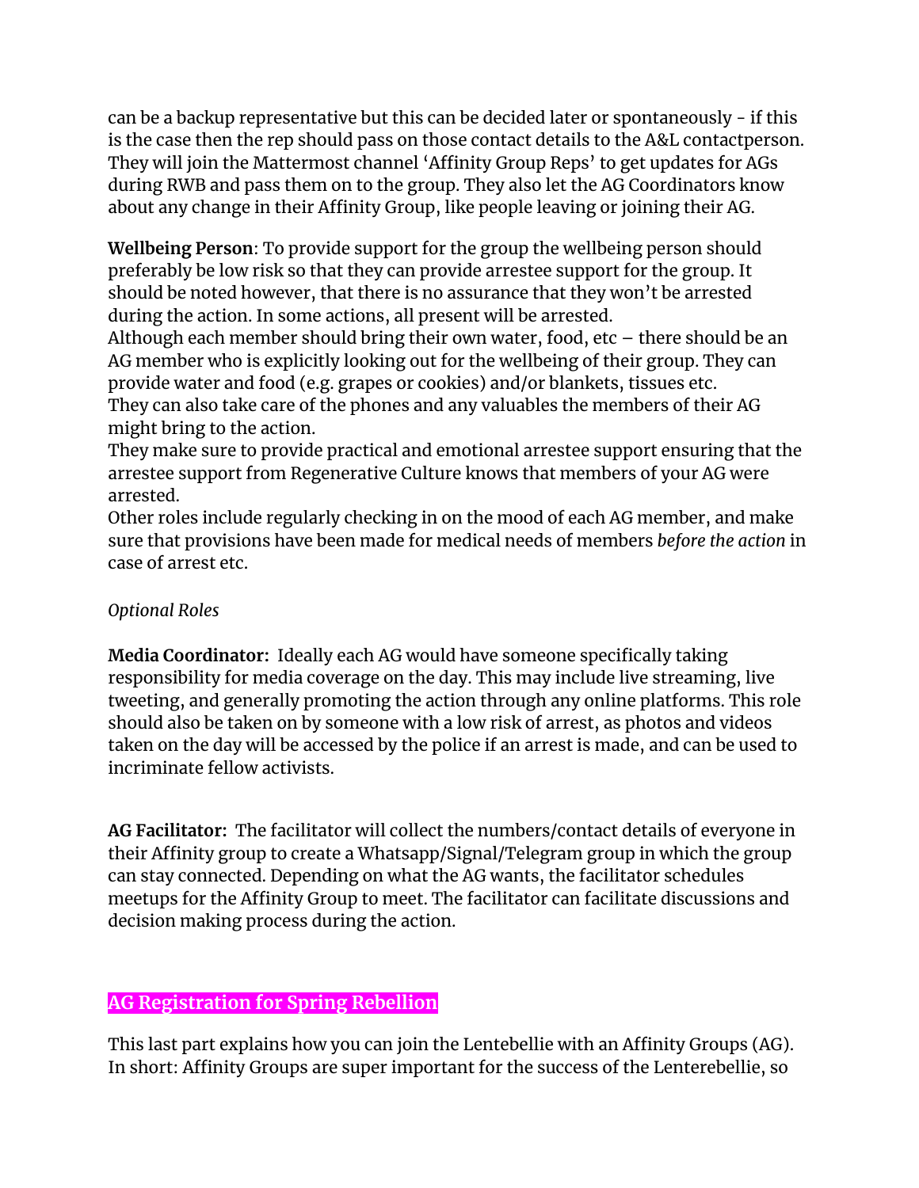can be a backup representative but this can be decided later or spontaneously - if this is the case then the rep should pass on those contact details to the A&L contactperson. They will join the Mattermost channel 'Affinity Group Reps' to get updates for AGs during RWB and pass them on to the group. They also let the AG Coordinators know about any change in their Affinity Group, like people leaving or joining their AG.

**Wellbeing Person**: To provide support for the group the wellbeing person should preferably be low risk so that they can provide arrestee support for the group. It should be noted however, that there is no assurance that they won't be arrested during the action. In some actions, all present will be arrested.
Although each member should bring their own water, food, etc – there should be an AG member who is explicitly looking out for the wellbeing of their group. They can provide water and food (e.g. grapes or cookies) and/or blankets, tissues etc.
They can also take care of the phones and any valuables the members of their AG might bring to the action.
They make sure to provide practical and emotional arrestee support ensuring that the arrestee support from Regenerative Culture knows that members of your AG were arrested.
Other roles include regularly checking in on the mood of each AG member, and make sure that provisions have been made for medical needs of members *before the action* in case of arrest etc.

*Optional Roles*

**Media Coordinator:** Ideally each AG would have someone specifically taking responsibility for media coverage on the day. This may include live streaming, live tweeting, and generally promoting the action through any online platforms. This role should also be taken on by someone with a low risk of arrest, as photos and videos taken on the day will be accessed by the police if an arrest is made, and can be used to incriminate fellow activists.

**AG Facilitator:** The facilitator will collect the numbers/contact details of everyone in their Affinity group to create a Whatsapp/Signal/Telegram group in which the group can stay connected. Depending on what the AG wants, the facilitator schedules meetups for the Affinity Group to meet. The facilitator can facilitate discussions and decision making process during the action.

## AG Registration for Spring Rebellion

This last part explains how you can join the Lentebellie with an Affinity Groups (AG). In short: Affinity Groups are super important for the success of the Lenterebellie, so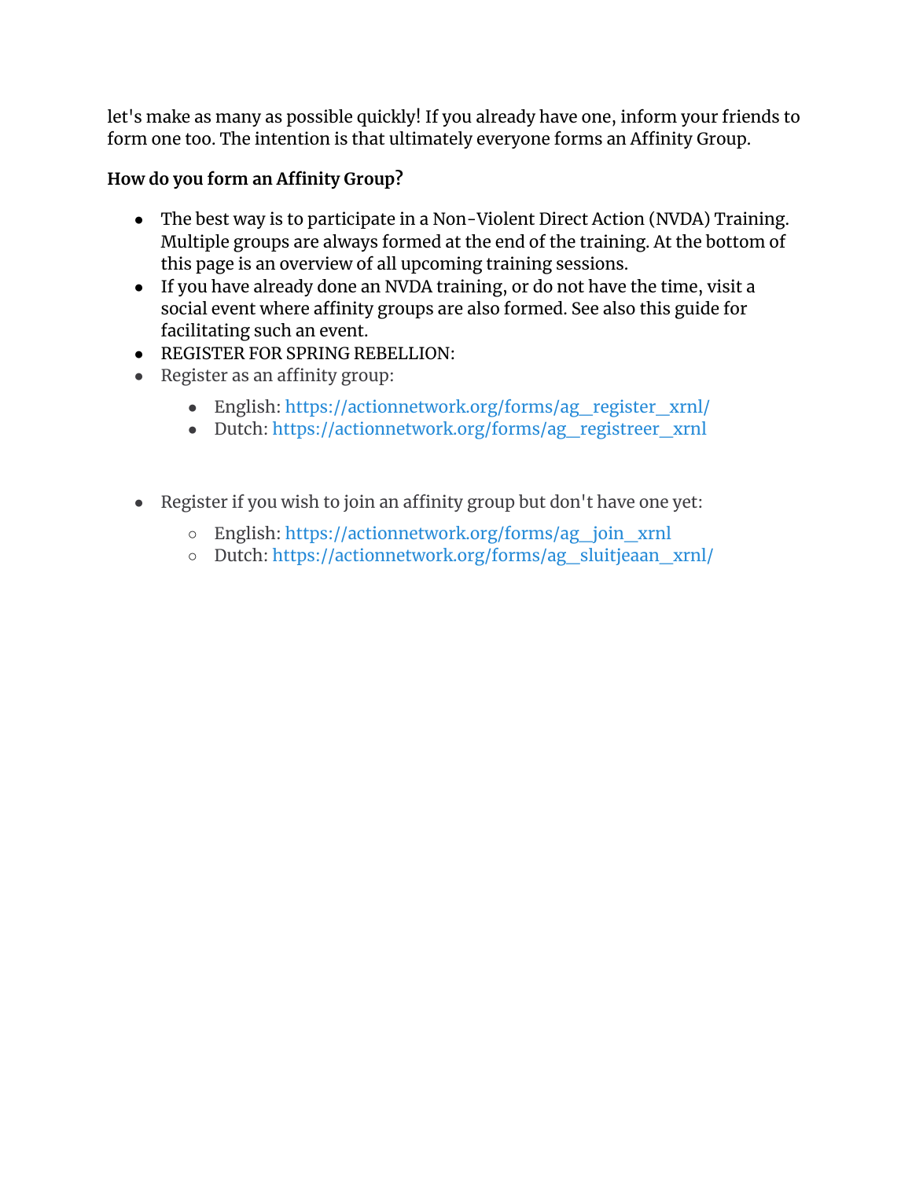let's make as many as possible quickly! If you already have one, inform your friends to form one too. The intention is that ultimately everyone forms an Affinity Group.

**How do you form an Affinity Group?**

- The best way is to participate in a Non-Violent Direct Action (NVDA) Training. Multiple groups are always formed at the end of the training. At the bottom of this page is an overview of all upcoming training sessions.
- If you have already done an NVDA training, or do not have the time, visit a social event where affinity groups are also formed. See also this guide for facilitating such an event.
- REGISTER FOR SPRING REBELLION:
- Register as an affinity group:
    - English: https://actionnetwork.org/forms/ag_register_xrnl/
    - Dutch: https://actionnetwork.org/forms/ag_registreer_xrnl

- Register if you wish to join an affinity group but don't have one yet:
    - English: https://actionnetwork.org/forms/ag_join_xrnl
    - Dutch: https://actionnetwork.org/forms/ag_sluitjeaan_xrnl/